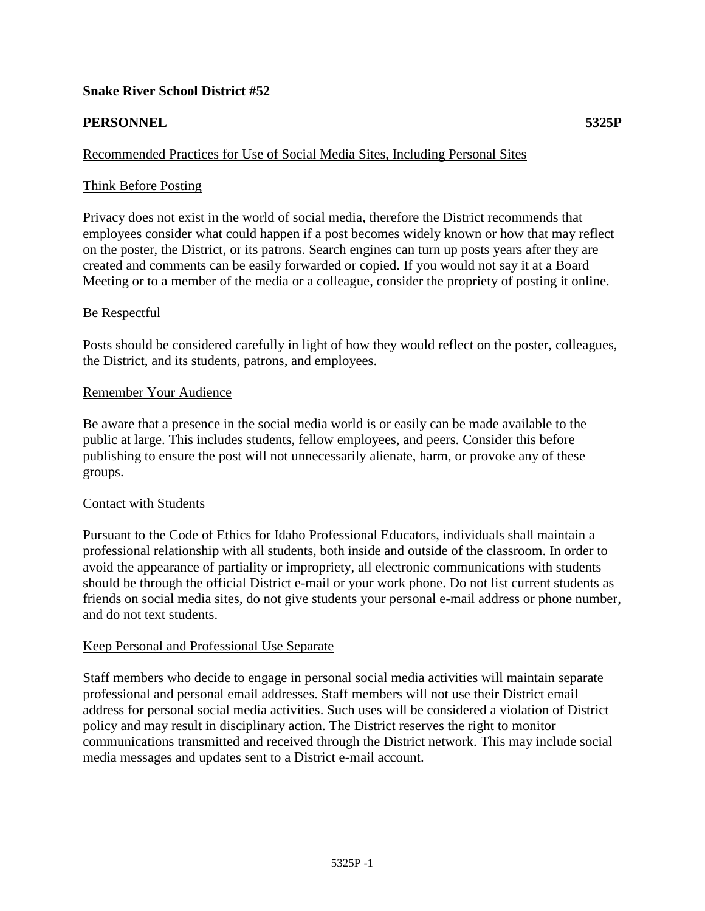**Snake River School District #52**

**PERSONNEL 5325P**

Recommended Practices for Use of Social Media Sites, Including Personal Sites

Think Before Posting

Privacy does not exist in the world of social media, therefore the District recommends that employees consider what could happen if a post becomes widely known or how that may reflect on the poster, the District, or its patrons. Search engines can turn up posts years after they are created and comments can be easily forwarded or copied. If you would not say it at a Board Meeting or to a member of the media or a colleague, consider the propriety of posting it online.

Be Respectful

Posts should be considered carefully in light of how they would reflect on the poster, colleagues, the District, and its students, patrons, and employees.

Remember Your Audience

Be aware that a presence in the social media world is or easily can be made available to the public at large. This includes students, fellow employees, and peers. Consider this before publishing to ensure the post will not unnecessarily alienate, harm, or provoke any of these groups.

Contact with Students

Pursuant to the Code of Ethics for Idaho Professional Educators, individuals shall maintain a professional relationship with all students, both inside and outside of the classroom. In order to avoid the appearance of partiality or impropriety, all electronic communications with students should be through the official District e-mail or your work phone. Do not list current students as friends on social media sites, do not give students your personal e-mail address or phone number, and do not text students.

Keep Personal and Professional Use Separate

Staff members who decide to engage in personal social media activities will maintain separate professional and personal email addresses. Staff members will not use their District email address for personal social media activities. Such uses will be considered a violation of District policy and may result in disciplinary action. The District reserves the right to monitor communications transmitted and received through the District network. This may include social media messages and updates sent to a District e-mail account.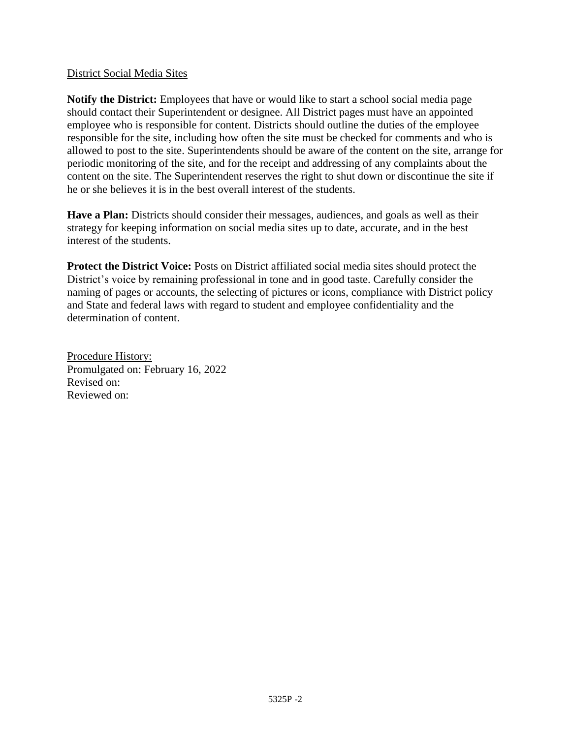District Social Media Sites

**Notify the District:** Employees that have or would like to start a school social media page should contact their Superintendent or designee. All District pages must have an appointed employee who is responsible for content. Districts should outline the duties of the employee responsible for the site, including how often the site must be checked for comments and who is allowed to post to the site. Superintendents should be aware of the content on the site, arrange for periodic monitoring of the site, and for the receipt and addressing of any complaints about the content on the site. The Superintendent reserves the right to shut down or discontinue the site if he or she believes it is in the best overall interest of the students.

**Have a Plan:** Districts should consider their messages, audiences, and goals as well as their strategy for keeping information on social media sites up to date, accurate, and in the best interest of the students.

**Protect the District Voice:** Posts on District affiliated social media sites should protect the District's voice by remaining professional in tone and in good taste. Carefully consider the naming of pages or accounts, the selecting of pictures or icons, compliance with District policy and State and federal laws with regard to student and employee confidentiality and the determination of content.

Procedure History:
Promulgated on: February 16, 2022
Revised on:
Reviewed on: